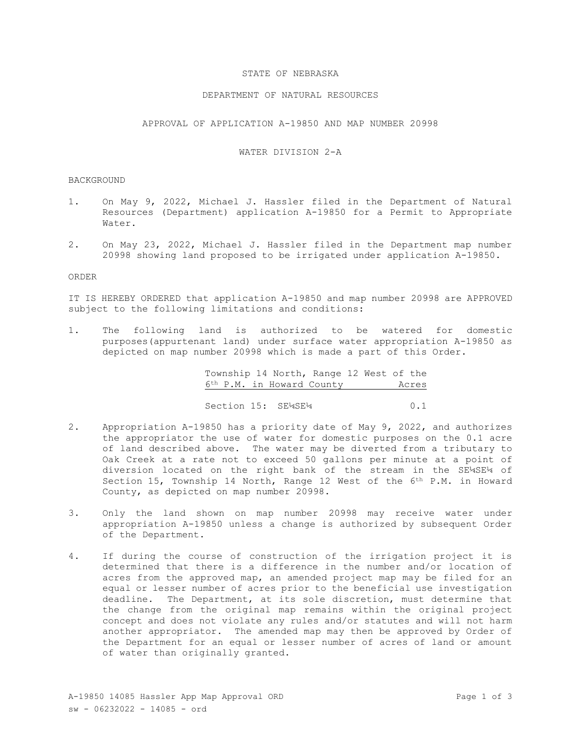# STATE OF NEBRASKA

## DEPARTMENT OF NATURAL RESOURCES

## APPROVAL OF APPLICATION A-19850 AND MAP NUMBER 20998

## WATER DIVISION 2-A

### BACKGROUND

1. On May 9, 2022, Michael J. Hassler filed in the Department of Natural Resources (Department) application A-19850 for a Permit to Appropriate Water.

2. On May 23, 2022, Michael J. Hassler filed in the Department map number 20998 showing land proposed to be irrigated under application A-19850.

### ORDER

IT IS HEREBY ORDERED that application A-19850 and map number 20998 are APPROVED subject to the following limitations and conditions:

1. The following land is authorized to be watered for domestic purposes(appurtenant land) under surface water appropriation A-19850 as depicted on map number 20998 which is made a part of this Order.

| Township 14 North, Range 12 West of the 6th P.M. in Howard County | Acres |
|---|---|
| Section 15: SE¼SE¼ | 0.1 |

2. Appropriation A-19850 has a priority date of May 9, 2022, and authorizes the appropriator the use of water for domestic purposes on the 0.1 acre of land described above. The water may be diverted from a tributary to Oak Creek at a rate not to exceed 50 gallons per minute at a point of diversion located on the right bank of the stream in the SE¼SE¼ of Section 15, Township 14 North, Range 12 West of the 6th P.M. in Howard County, as depicted on map number 20998.

3. Only the land shown on map number 20998 may receive water under appropriation A-19850 unless a change is authorized by subsequent Order of the Department.

4. If during the course of construction of the irrigation project it is determined that there is a difference in the number and/or location of acres from the approved map, an amended project map may be filed for an equal or lesser number of acres prior to the beneficial use investigation deadline. The Department, at its sole discretion, must determine that the change from the original map remains within the original project concept and does not violate any rules and/or statutes and will not harm another appropriator. The amended map may then be approved by Order of the Department for an equal or lesser number of acres of land or amount of water than originally granted.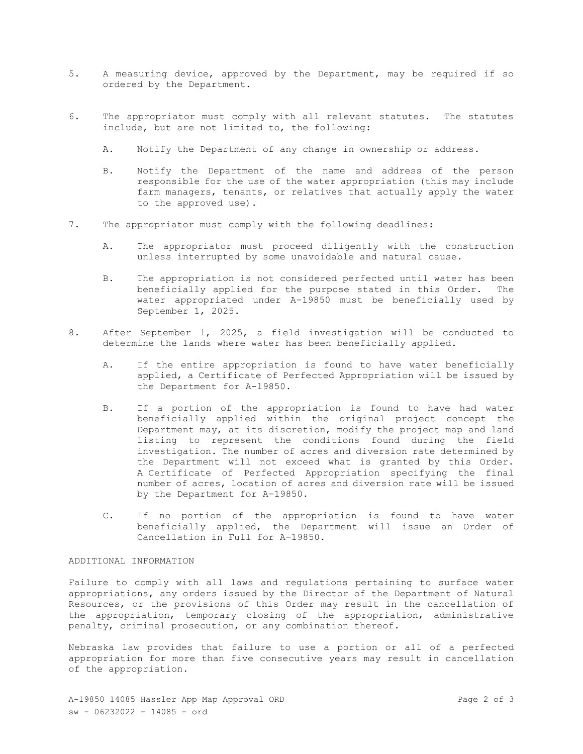5. A measuring device, approved by the Department, may be required if so ordered by the Department.

6. The appropriator must comply with all relevant statutes. The statutes include, but are not limited to, the following:

   A. Notify the Department of any change in ownership or address.

   B. Notify the Department of the name and address of the person responsible for the use of the water appropriation (this may include farm managers, tenants, or relatives that actually apply the water to the approved use).

7. The appropriator must comply with the following deadlines:

   A. The appropriator must proceed diligently with the construction unless interrupted by some unavoidable and natural cause.

   B. The appropriation is not considered perfected until water has been beneficially applied for the purpose stated in this Order. The water appropriated under A-19850 must be beneficially used by September 1, 2025.

8. After September 1, 2025, a field investigation will be conducted to determine the lands where water has been beneficially applied.

   A. If the entire appropriation is found to have water beneficially applied, a Certificate of Perfected Appropriation will be issued by the Department for A-19850.

   B. If a portion of the appropriation is found to have had water beneficially applied within the original project concept the Department may, at its discretion, modify the project map and land listing to represent the conditions found during the field investigation. The number of acres and diversion rate determined by the Department will not exceed what is granted by this Order. A Certificate of Perfected Appropriation specifying the final number of acres, location of acres and diversion rate will be issued by the Department for A-19850.

   C. If no portion of the appropriation is found to have water beneficially applied, the Department will issue an Order of Cancellation in Full for A-19850.

ADDITIONAL INFORMATION

Failure to comply with all laws and regulations pertaining to surface water appropriations, any orders issued by the Director of the Department of Natural Resources, or the provisions of this Order may result in the cancellation of the appropriation, temporary closing of the appropriation, administrative penalty, criminal prosecution, or any combination thereof.

Nebraska law provides that failure to use a portion or all of a perfected appropriation for more than five consecutive years may result in cancellation of the appropriation.

A-19850 14085 Hassler App Map Approval ORD
sw - 06232022 - 14085 - ord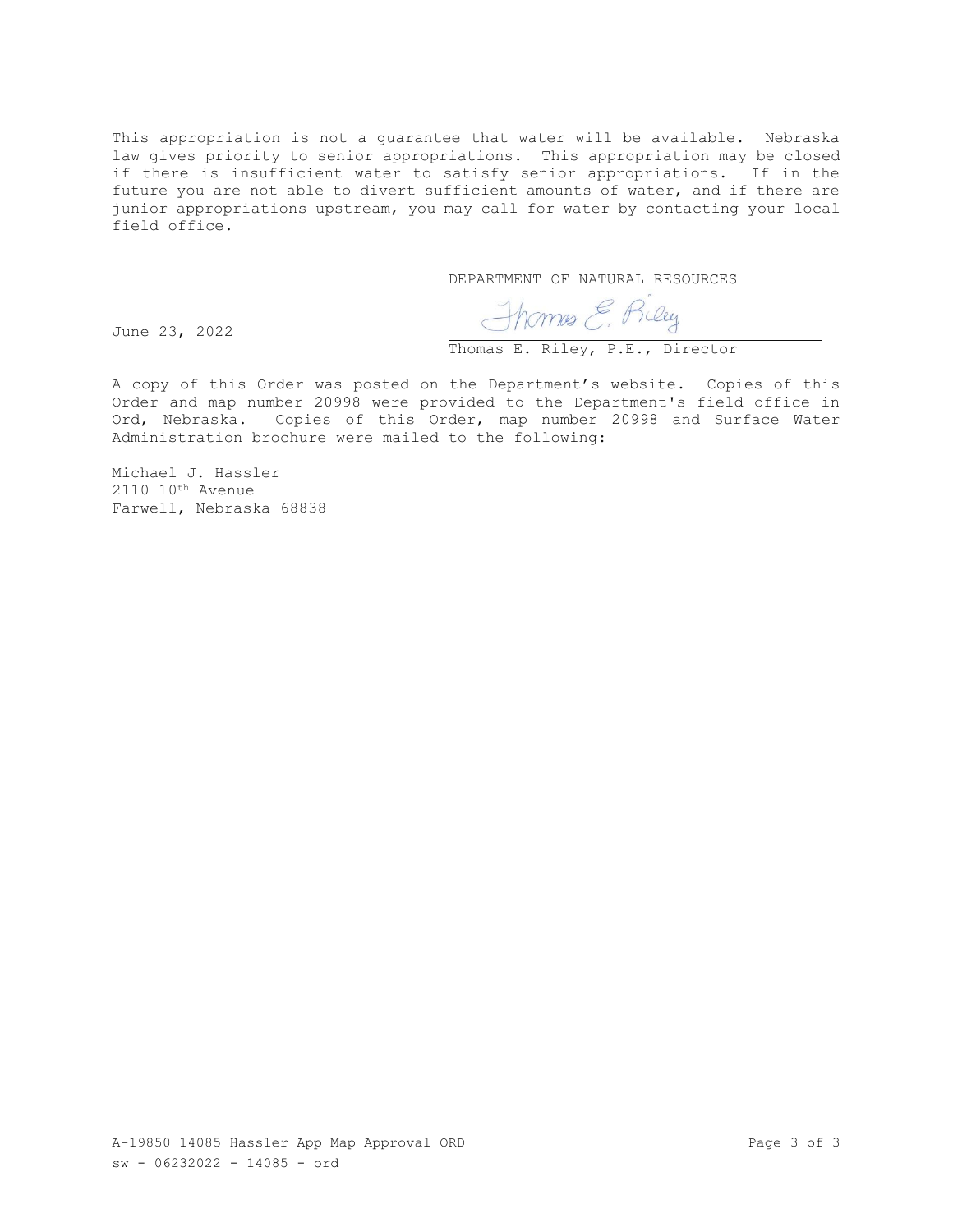This appropriation is not a guarantee that water will be available. Nebraska law gives priority to senior appropriations. This appropriation may be closed if there is insufficient water to satisfy senior appropriations. If in the future you are not able to divert sufficient amounts of water, and if there are junior appropriations upstream, you may call for water by contacting your local field office.

DEPARTMENT OF NATURAL RESOURCES

June 23, 2022

Thomas E. Riley

Thomas E. Riley, P.E., Director

A copy of this Order was posted on the Department's website. Copies of this Order and map number 20998 were provided to the Department's field office in Ord, Nebraska. Copies of this Order, map number 20998 and Surface Water Administration brochure were mailed to the following:

Michael J. Hassler  
2110 10th Avenue  
Farwell, Nebraska 68838

A-19850 14085 Hassler App Map Approval ORD  
sw - 06232022 - 14085 - ord